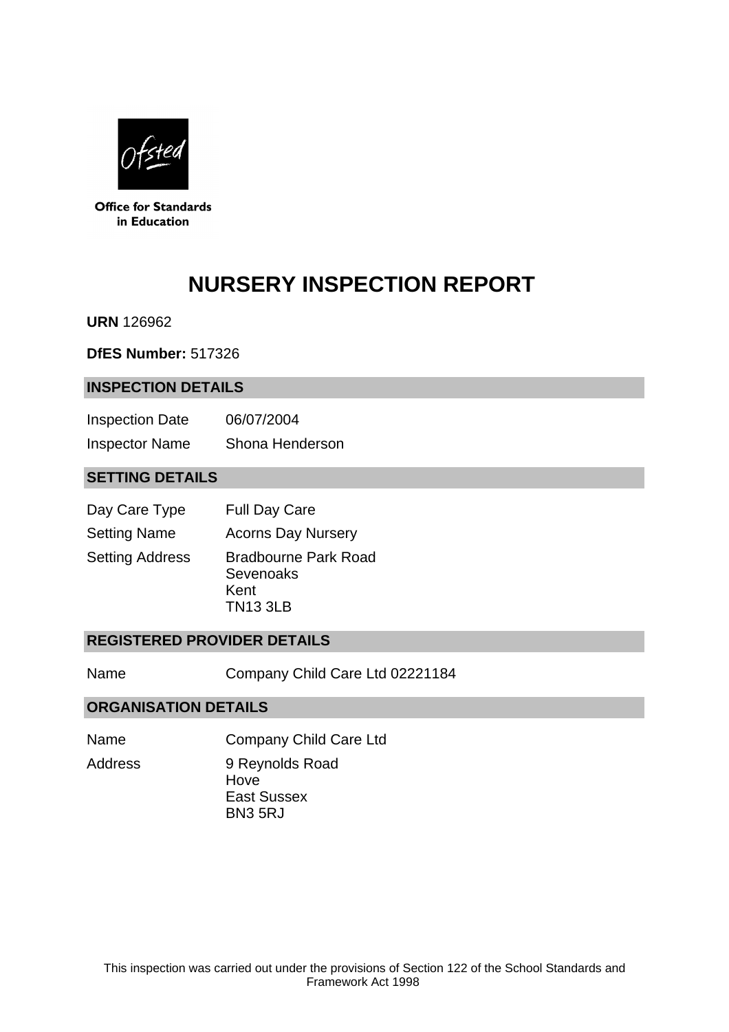Office for Standards in Education

# NURSERY INSPECTION REPORT

**URN** 126962

**DfES Number:** 517326

## INSPECTION DETAILS

| | |
|---|---|
| Inspection Date | 06/07/2004 |
| Inspector Name | Shona Henderson |

## SETTING DETAILS

| | |
|---|---|
| Day Care Type | Full Day Care |
| Setting Name | Acorns Day Nursery |
| Setting Address | Bradbourne Park Road<br>Sevenoaks<br>Kent<br>TN13 3LB |

## REGISTERED PROVIDER DETAILS

| | |
|---|---|
| Name | Company Child Care Ltd 02221184 |

## ORGANISATION DETAILS

| | |
|---|---|
| Name | Company Child Care Ltd |
| Address | 9 Reynolds Road<br>Hove<br>East Sussex<br>BN3 5RJ |

This inspection was carried out under the provisions of Section 122 of the School Standards and Framework Act 1998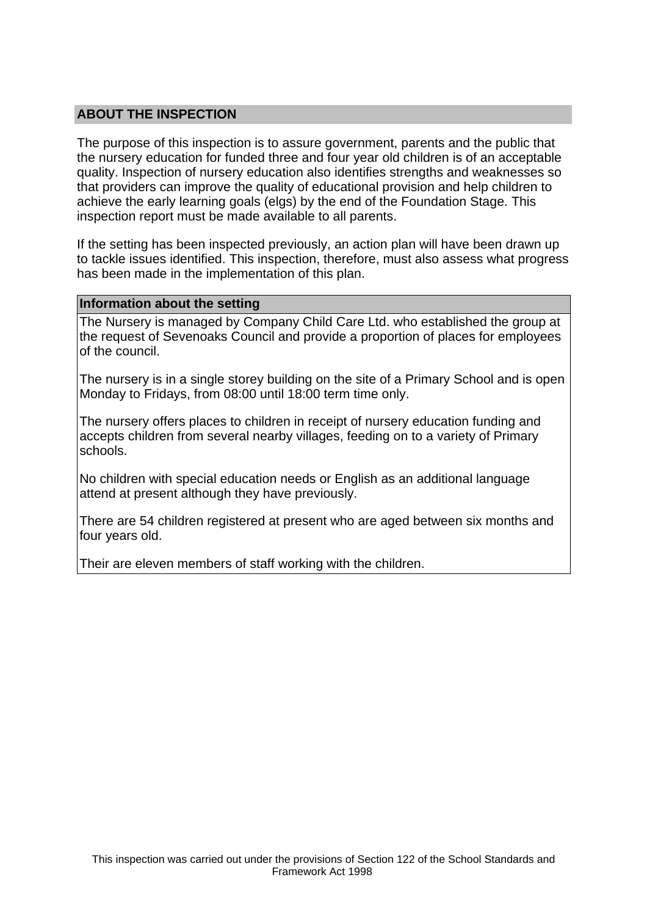## ABOUT THE INSPECTION

The purpose of this inspection is to assure government, parents and the public that the nursery education for funded three and four year old children is of an acceptable quality. Inspection of nursery education also identifies strengths and weaknesses so that providers can improve the quality of educational provision and help children to achieve the early learning goals (elgs) by the end of the Foundation Stage. This inspection report must be made available to all parents.

If the setting has been inspected previously, an action plan will have been drawn up to tackle issues identified. This inspection, therefore, must also assess what progress has been made in the implementation of this plan.

### Information about the setting

The Nursery is managed by Company Child Care Ltd. who established the group at the request of Sevenoaks Council and provide a proportion of places for employees of the council.

The nursery is in a single storey building on the site of a Primary School and is open Monday to Fridays, from 08:00 until 18:00 term time only.

The nursery offers places to children in receipt of nursery education funding and accepts children from several nearby villages, feeding on to a variety of Primary schools.

No children with special education needs or English as an additional language attend at present although they have previously.

There are 54 children registered at present who are aged between six months and four years old.

Their are eleven members of staff working with the children.

This inspection was carried out under the provisions of Section 122 of the School Standards and Framework Act 1998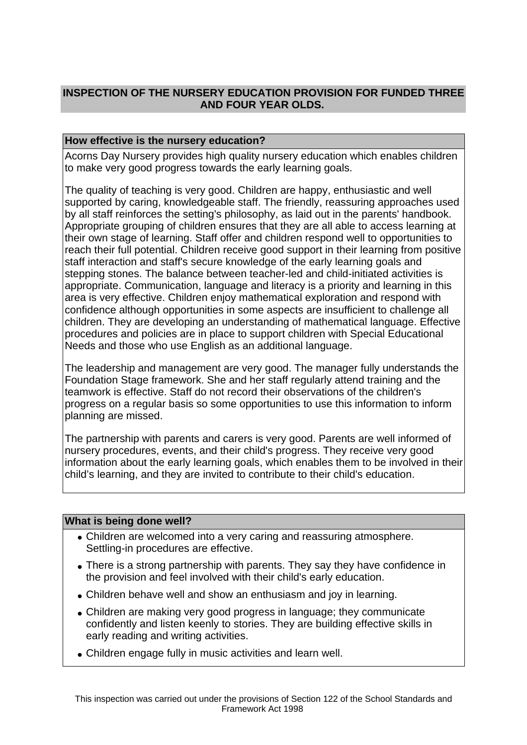## INSPECTION OF THE NURSERY EDUCATION PROVISION FOR FUNDED THREE AND FOUR YEAR OLDS.

### How effective is the nursery education?

Acorns Day Nursery provides high quality nursery education which enables children to make very good progress towards the early learning goals.

The quality of teaching is very good. Children are happy, enthusiastic and well supported by caring, knowledgeable staff. The friendly, reassuring approaches used by all staff reinforces the setting's philosophy, as laid out in the parents' handbook. Appropriate grouping of children ensures that they are all able to access learning at their own stage of learning. Staff offer and children respond well to opportunities to reach their full potential. Children receive good support in their learning from positive staff interaction and staff's secure knowledge of the early learning goals and stepping stones. The balance between teacher-led and child-initiated activities is appropriate. Communication, language and literacy is a priority and learning in this area is very effective. Children enjoy mathematical exploration and respond with confidence although opportunities in some aspects are insufficient to challenge all children. They are developing an understanding of mathematical language. Effective procedures and policies are in place to support children with Special Educational Needs and those who use English as an additional language.

The leadership and management are very good. The manager fully understands the Foundation Stage framework. She and her staff regularly attend training and the teamwork is effective. Staff do not record their observations of the children's progress on a regular basis so some opportunities to use this information to inform planning are missed.

The partnership with parents and carers is very good. Parents are well informed of nursery procedures, events, and their child's progress. They receive very good information about the early learning goals, which enables them to be involved in their child's learning, and they are invited to contribute to their child's education.

### What is being done well?

- Children are welcomed into a very caring and reassuring atmosphere. Settling-in procedures are effective.
- There is a strong partnership with parents. They say they have confidence in the provision and feel involved with their child's early education.
- Children behave well and show an enthusiasm and joy in learning.
- Children are making very good progress in language; they communicate confidently and listen keenly to stories. They are building effective skills in early reading and writing activities.
- Children engage fully in music activities and learn well.

This inspection was carried out under the provisions of Section 122 of the School Standards and Framework Act 1998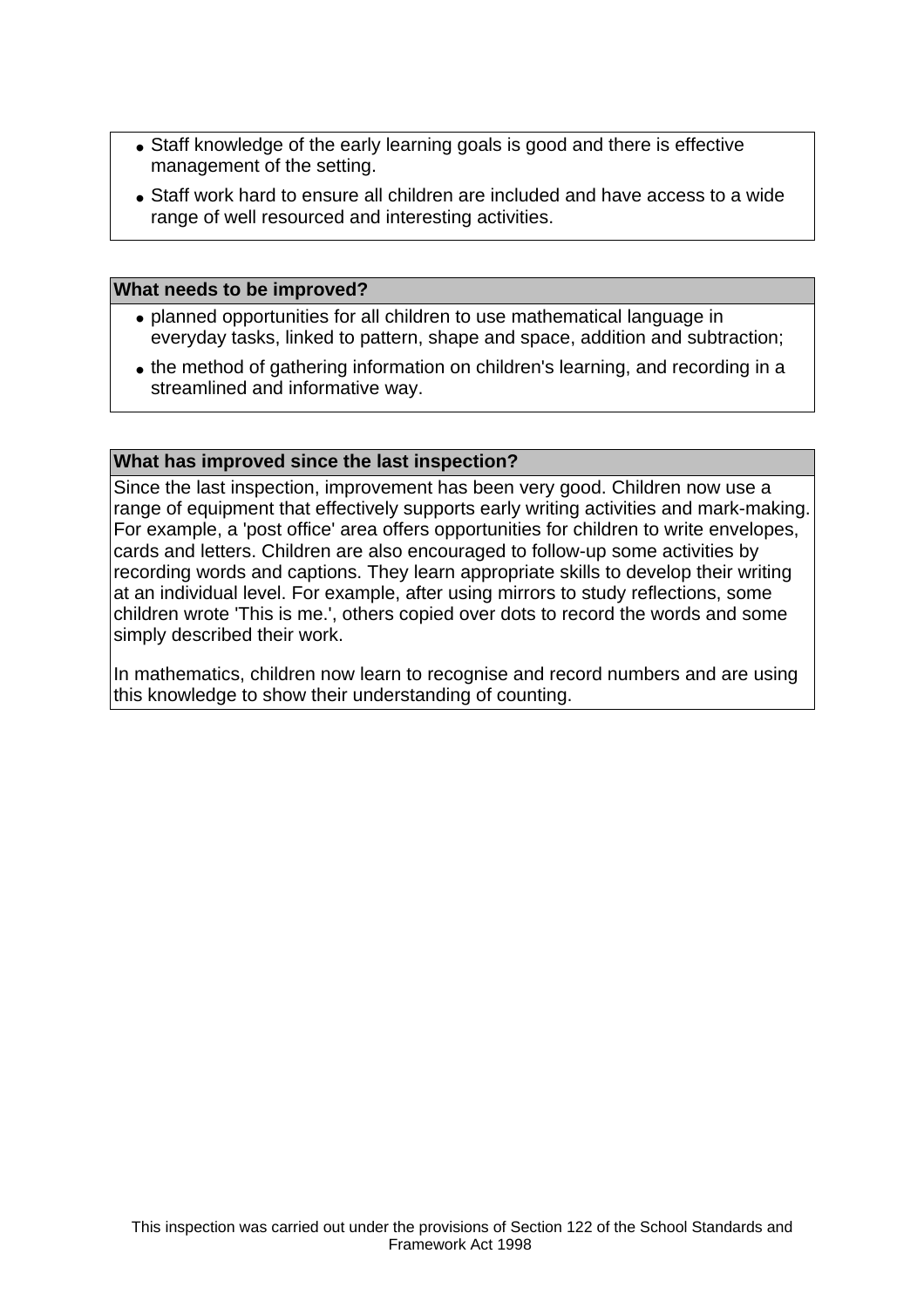- Staff knowledge of the early learning goals is good and there is effective management of the setting.
- Staff work hard to ensure all children are included and have access to a wide range of well resourced and interesting activities.

**What needs to be improved?**

- planned opportunities for all children to use mathematical language in everyday tasks, linked to pattern, shape and space, addition and subtraction;
- the method of gathering information on children's learning, and recording in a streamlined and informative way.

**What has improved since the last inspection?**

Since the last inspection, improvement has been very good. Children now use a range of equipment that effectively supports early writing activities and mark-making. For example, a 'post office' area offers opportunities for children to write envelopes, cards and letters. Children are also encouraged to follow-up some activities by recording words and captions. They learn appropriate skills to develop their writing at an individual level. For example, after using mirrors to study reflections, some children wrote 'This is me.', others copied over dots to record the words and some simply described their work.

In mathematics, children now learn to recognise and record numbers and are using this knowledge to show their understanding of counting.

This inspection was carried out under the provisions of Section 122 of the School Standards and Framework Act 1998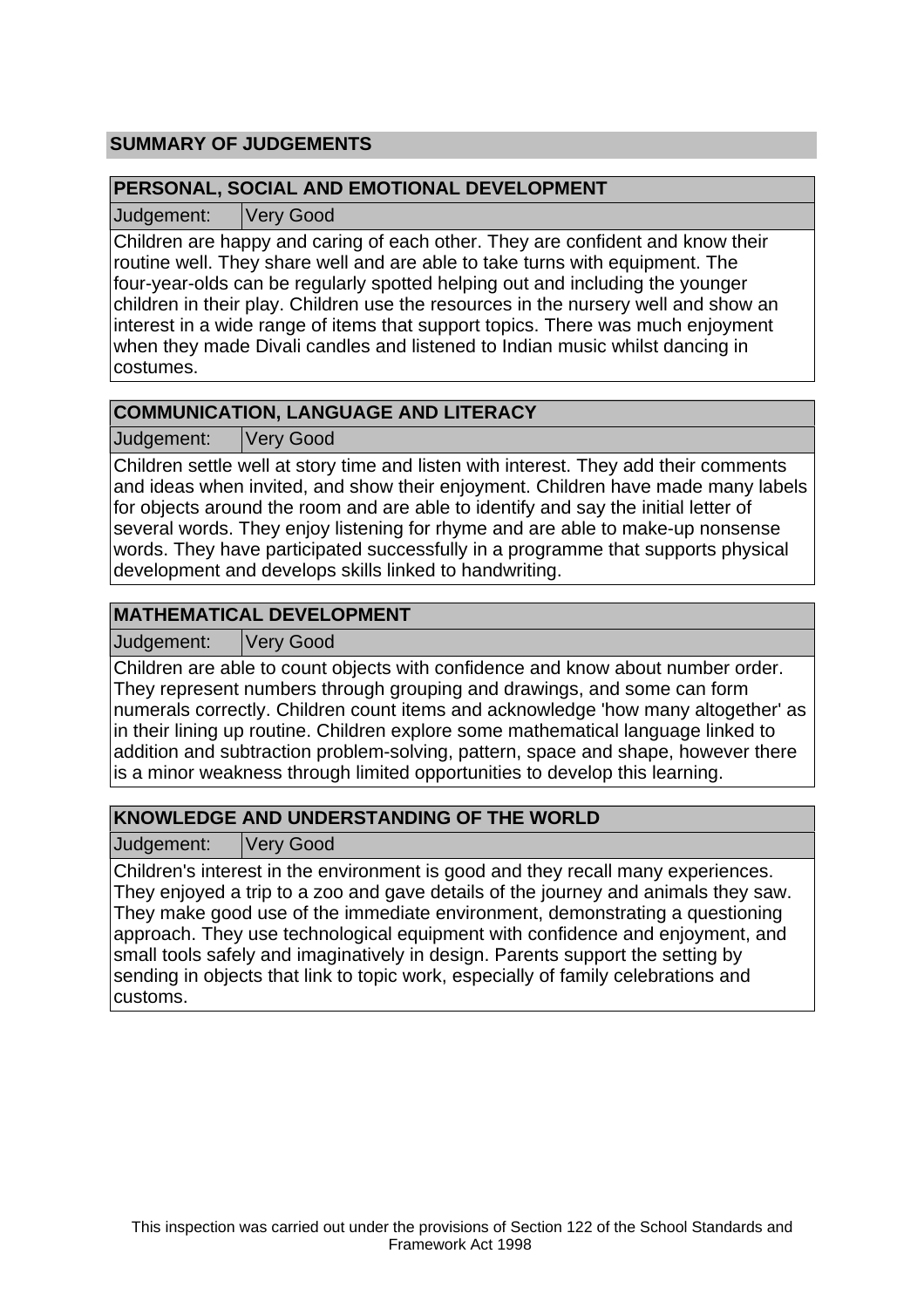## SUMMARY OF JUDGEMENTS

### PERSONAL, SOCIAL AND EMOTIONAL DEVELOPMENT

| Judgement: | Very Good |
| --- | --- |

Children are happy and caring of each other. They are confident and know their routine well. They share well and are able to take turns with equipment. The four-year-olds can be regularly spotted helping out and including the younger children in their play. Children use the resources in the nursery well and show an interest in a wide range of items that support topics. There was much enjoyment when they made Divali candles and listened to Indian music whilst dancing in costumes.

### COMMUNICATION, LANGUAGE AND LITERACY

| Judgement: | Very Good |
| --- | --- |

Children settle well at story time and listen with interest. They add their comments and ideas when invited, and show their enjoyment. Children have made many labels for objects around the room and are able to identify and say the initial letter of several words. They enjoy listening for rhyme and are able to make-up nonsense words. They have participated successfully in a programme that supports physical development and develops skills linked to handwriting.

### MATHEMATICAL DEVELOPMENT

| Judgement: | Very Good |
| --- | --- |

Children are able to count objects with confidence and know about number order. They represent numbers through grouping and drawings, and some can form numerals correctly. Children count items and acknowledge 'how many altogether' as in their lining up routine. Children explore some mathematical language linked to addition and subtraction problem-solving, pattern, space and shape, however there is a minor weakness through limited opportunities to develop this learning.

### KNOWLEDGE AND UNDERSTANDING OF THE WORLD

| Judgement: | Very Good |
| --- | --- |

Children's interest in the environment is good and they recall many experiences. They enjoyed a trip to a zoo and gave details of the journey and animals they saw. They make good use of the immediate environment, demonstrating a questioning approach. They use technological equipment with confidence and enjoyment, and small tools safely and imaginatively in design. Parents support the setting by sending in objects that link to topic work, especially of family celebrations and customs.

This inspection was carried out under the provisions of Section 122 of the School Standards and Framework Act 1998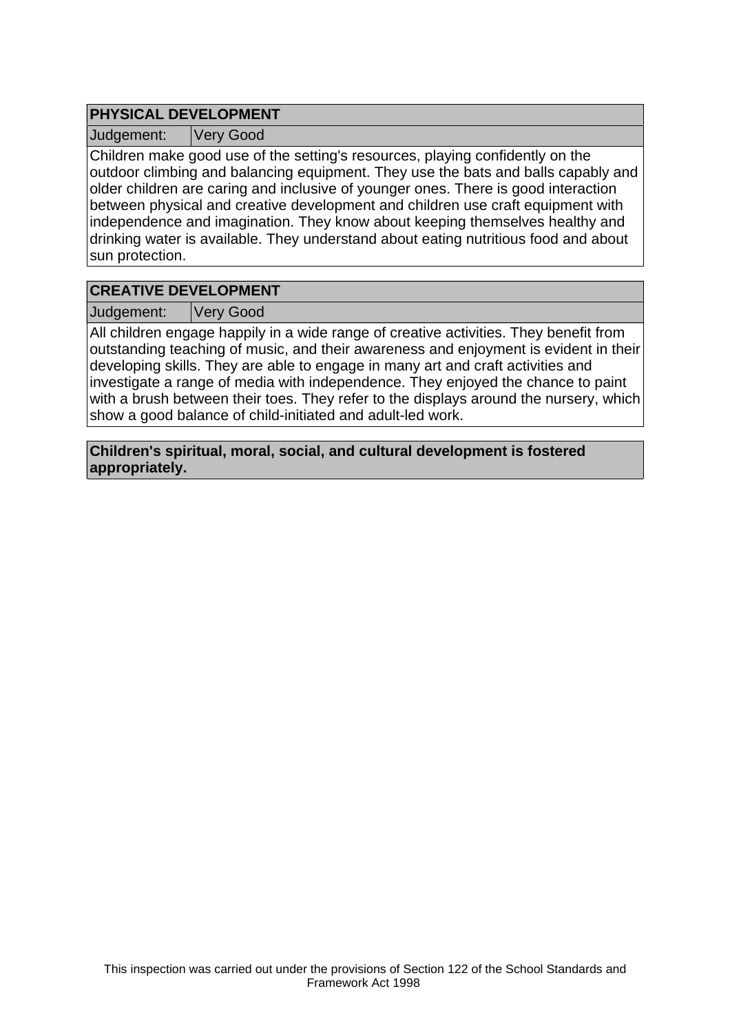## PHYSICAL DEVELOPMENT

| Judgement: | Very Good |
|---|---|

Children make good use of the setting's resources, playing confidently on the outdoor climbing and balancing equipment. They use the bats and balls capably and older children are caring and inclusive of younger ones. There is good interaction between physical and creative development and children use craft equipment with independence and imagination. They know about keeping themselves healthy and drinking water is available. They understand about eating nutritious food and about sun protection.

## CREATIVE DEVELOPMENT

| Judgement: | Very Good |
|---|---|

All children engage happily in a wide range of creative activities. They benefit from outstanding teaching of music, and their awareness and enjoyment is evident in their developing skills. They are able to engage in many art and craft activities and investigate a range of media with independence. They enjoyed the chance to paint with a brush between their toes. They refer to the displays around the nursery, which show a good balance of child-initiated and adult-led work.

**Children's spiritual, moral, social, and cultural development is fostered appropriately.**

This inspection was carried out under the provisions of Section 122 of the School Standards and Framework Act 1998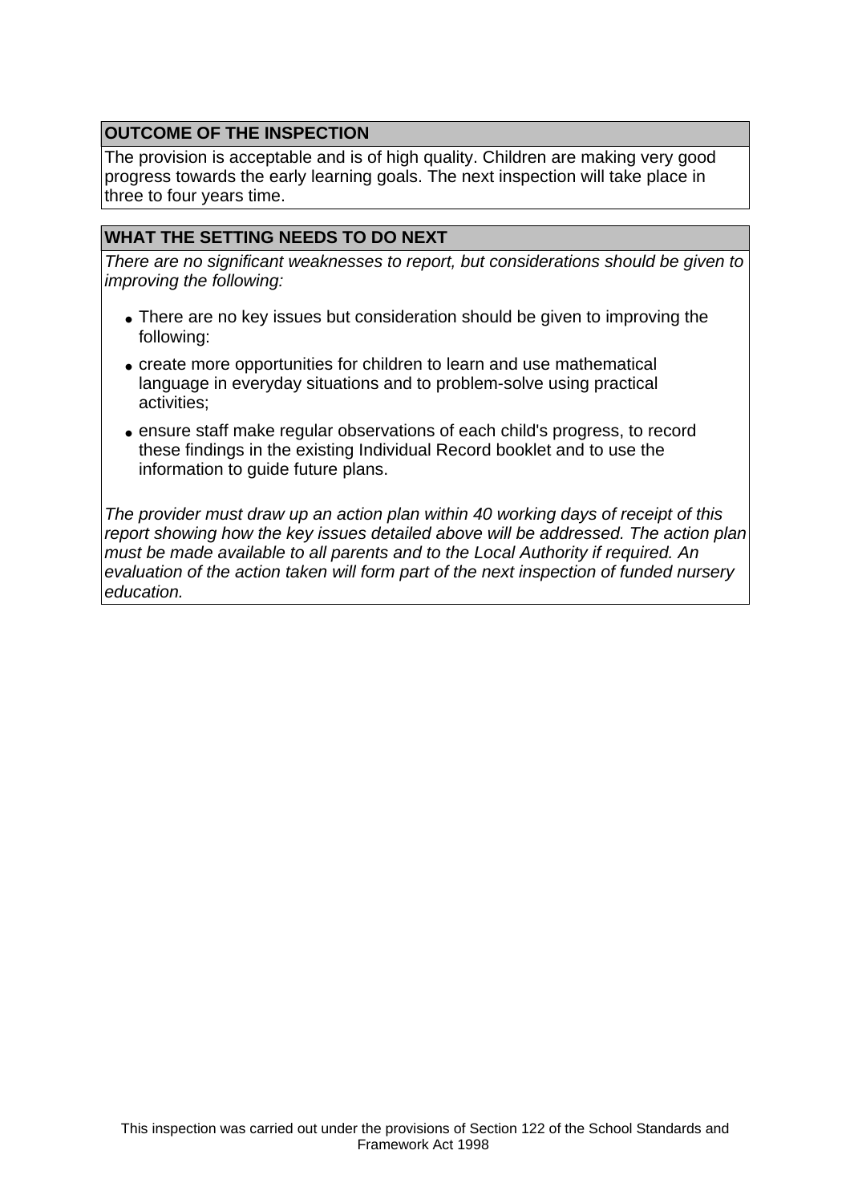## OUTCOME OF THE INSPECTION

The provision is acceptable and is of high quality. Children are making very good progress towards the early learning goals. The next inspection will take place in three to four years time.

## WHAT THE SETTING NEEDS TO DO NEXT

*There are no significant weaknesses to report, but considerations should be given to improving the following:*

- There are no key issues but consideration should be given to improving the following:
- create more opportunities for children to learn and use mathematical language in everyday situations and to problem-solve using practical activities;
- ensure staff make regular observations of each child's progress, to record these findings in the existing Individual Record booklet and to use the information to guide future plans.

*The provider must draw up an action plan within 40 working days of receipt of this report showing how the key issues detailed above will be addressed. The action plan must be made available to all parents and to the Local Authority if required. An evaluation of the action taken will form part of the next inspection of funded nursery education.*

This inspection was carried out under the provisions of Section 122 of the School Standards and Framework Act 1998